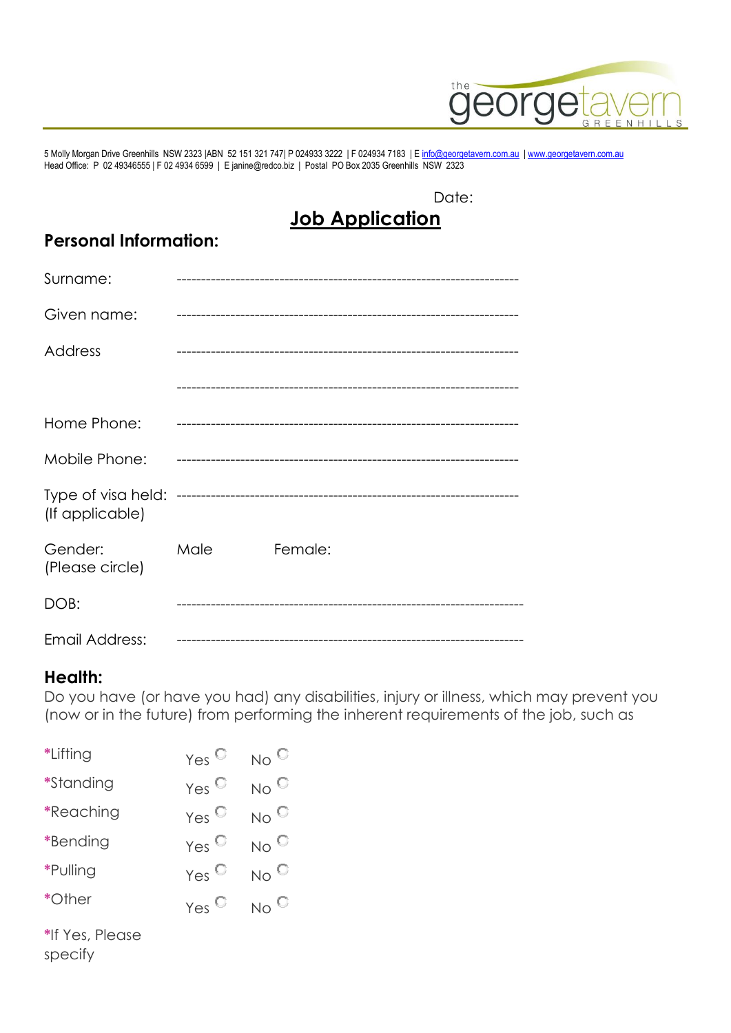the georgetavern GREENHILLS

5 Molly Morgan Drive Greenhills NSW 2323 |ABN 52 151 321 747| P 024933 3222 | F 024934 7183 | E info@georgetavern.com.au | www.georgetavern.com.au
Head Office: P 02 49346555 | F 02 4934 6599 | E janine@redco.biz | Postal PO Box 2035 Greenhills NSW 2323

Date:

# Job Application

## Personal Information:

Surname: ----------------------------------------------------------------------

Given name: ----------------------------------------------------------------------

Address ----------------------------------------------------------------------

----------------------------------------------------------------------

Home Phone: ----------------------------------------------------------------------

Mobile Phone: ----------------------------------------------------------------------

Type of visa held: (If applicable) ----------------------------------------------------------------------

Gender: (Please circle) Male Female:

DOB: ----------------------------------------------------------------------

Email Address: ----------------------------------------------------------------------

## Health:

Do you have (or have you had) any disabilities, injury or illness, which may prevent you (now or in the future) from performing the inherent requirements of the job, such as

| | | |
|---|---|---|
| *Lifting | Yes ○ | No ○ |
| *Standing | Yes ○ | No ○ |
| *Reaching | Yes ○ | No ○ |
| *Bending | Yes ○ | No ○ |
| *Pulling | Yes ○ | No ○ |
| *Other | Yes ○ | No ○ |

*If Yes, Please specify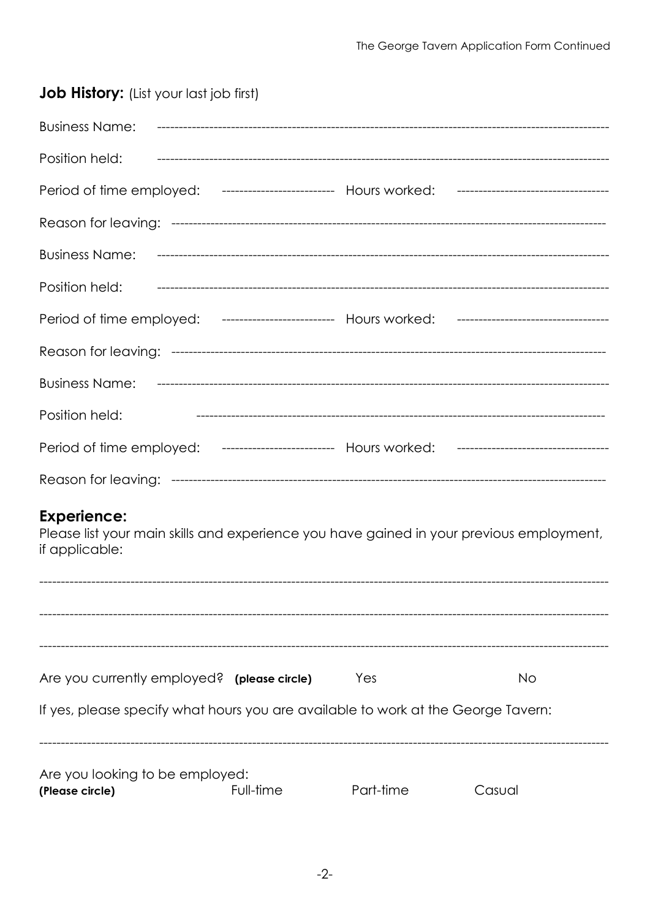## **Job History:** (List your last job first)

Business Name: ----------------------------------------------------------------------------------------------------

Position held: ----------------------------------------------------------------------------------------------------

Period of time employed: ------------------------- Hours worked: ----------------------------------

Reason for leaving: ----------------------------------------------------------------------------------------------

Business Name: ----------------------------------------------------------------------------------------------------

Position held: ----------------------------------------------------------------------------------------------------

Period of time employed: ------------------------- Hours worked: ----------------------------------

Reason for leaving: ----------------------------------------------------------------------------------------------

Business Name: ----------------------------------------------------------------------------------------------------

Position held: -------------------------------------------------------------------------------------------

Period of time employed: ------------------------- Hours worked: ----------------------------------

Reason for leaving: ----------------------------------------------------------------------------------------------

## **Experience:**

Please list your main skills and experience you have gained in your previous employment, if applicable:

------------------------------------------------------------------------------------------------------------------------------

------------------------------------------------------------------------------------------------------------------------------

------------------------------------------------------------------------------------------------------------------------------

Are you currently employed? **(please circle)** Yes No

If yes, please specify what hours you are available to work at the George Tavern:

------------------------------------------------------------------------------------------------------------------------------

Are you looking to be employed:
**(Please circle)** Full-time Part-time Casual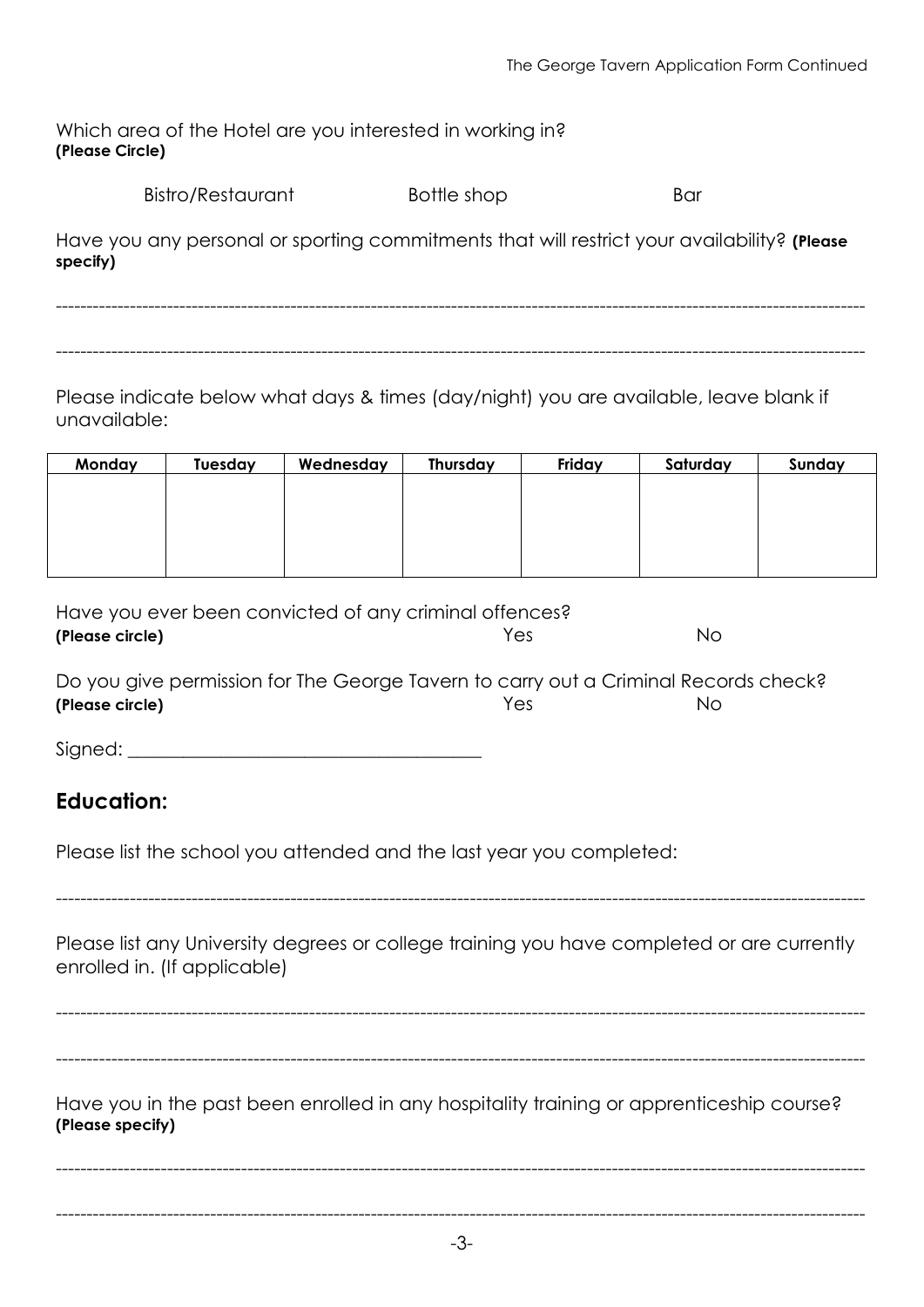Which area of the Hotel are you interested in working in?
**(Please Circle)**

Bistro/Restaurant Bottle shop Bar

Have you any personal or sporting commitments that will restrict your availability? **(Please specify)**

------------------------------------------------------------------------------------------------------------------------

------------------------------------------------------------------------------------------------------------------------

Please indicate below what days & times (day/night) you are available, leave blank if unavailable:

| Monday | Tuesday | Wednesday | Thursday | Friday | Saturday | Sunday |
|---|---|---|---|---|---|---|
| | | | | | | |

Have you ever been convicted of any criminal offences?
**(Please circle)** Yes No

Do you give permission for The George Tavern to carry out a Criminal Records check?
**(Please circle)** Yes No

Signed: ______________________________________

## Education:

Please list the school you attended and the last year you completed:

------------------------------------------------------------------------------------------------------------------------

Please list any University degrees or college training you have completed or are currently enrolled in. (If applicable)

------------------------------------------------------------------------------------------------------------------------

------------------------------------------------------------------------------------------------------------------------

Have you in the past been enrolled in any hospitality training or apprenticeship course?
**(Please specify)**

------------------------------------------------------------------------------------------------------------------------

------------------------------------------------------------------------------------------------------------------------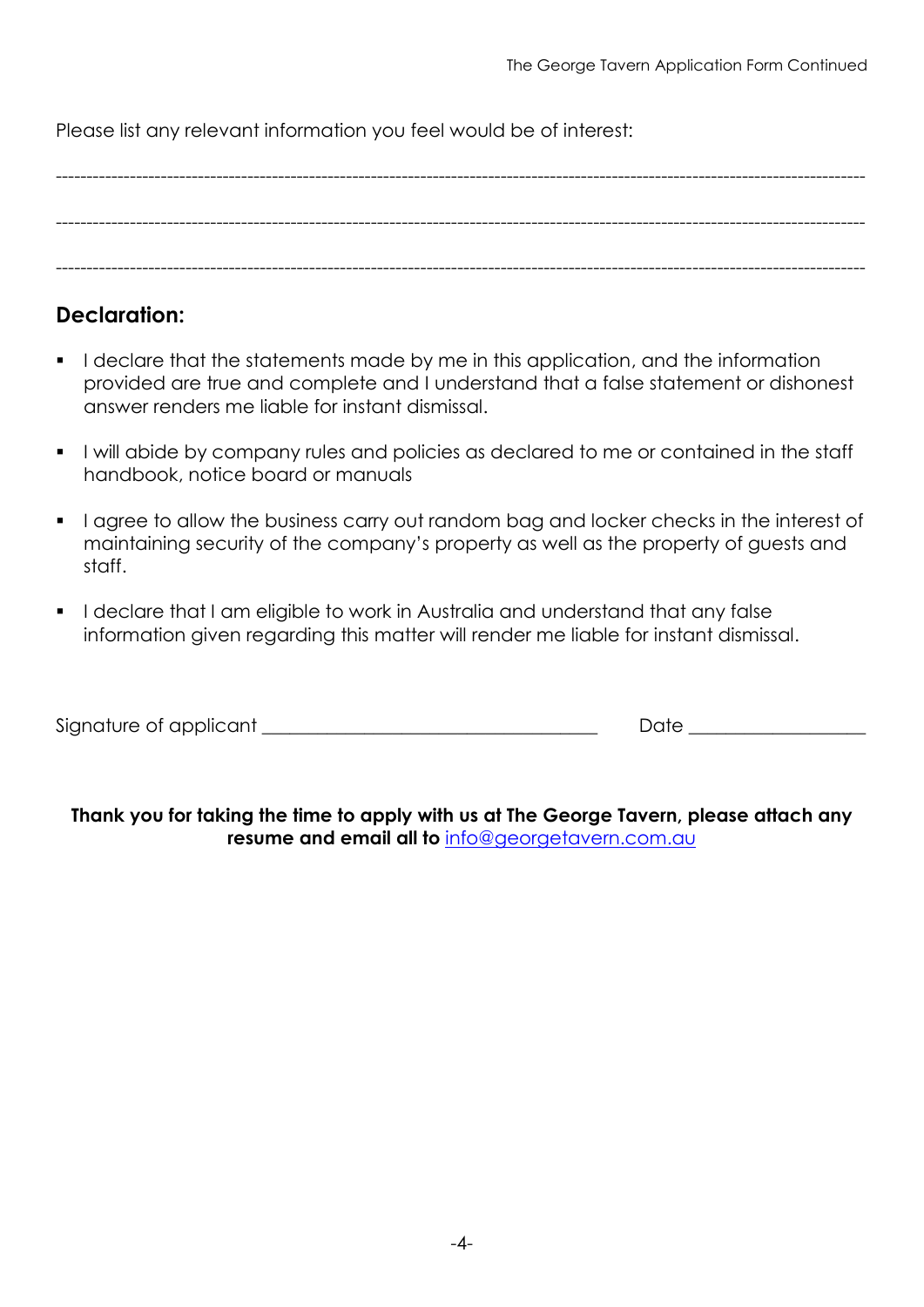Please list any relevant information you feel would be of interest:

--------------------------------------------------------------------------------------------------------------------------------

--------------------------------------------------------------------------------------------------------------------------------

--------------------------------------------------------------------------------------------------------------------------------

## Declaration:

- I declare that the statements made by me in this application, and the information provided are true and complete and I understand that a false statement or dishonest answer renders me liable for instant dismissal.
- I will abide by company rules and policies as declared to me or contained in the staff handbook, notice board or manuals
- I agree to allow the business carry out random bag and locker checks in the interest of maintaining security of the company's property as well as the property of guests and staff.
- I declare that I am eligible to work in Australia and understand that any false information given regarding this matter will render me liable for instant dismissal.

Signature of applicant ___________________________________ Date ___________________

**Thank you for taking the time to apply with us at The George Tavern, please attach any resume and email all to** info@georgetavern.com.au